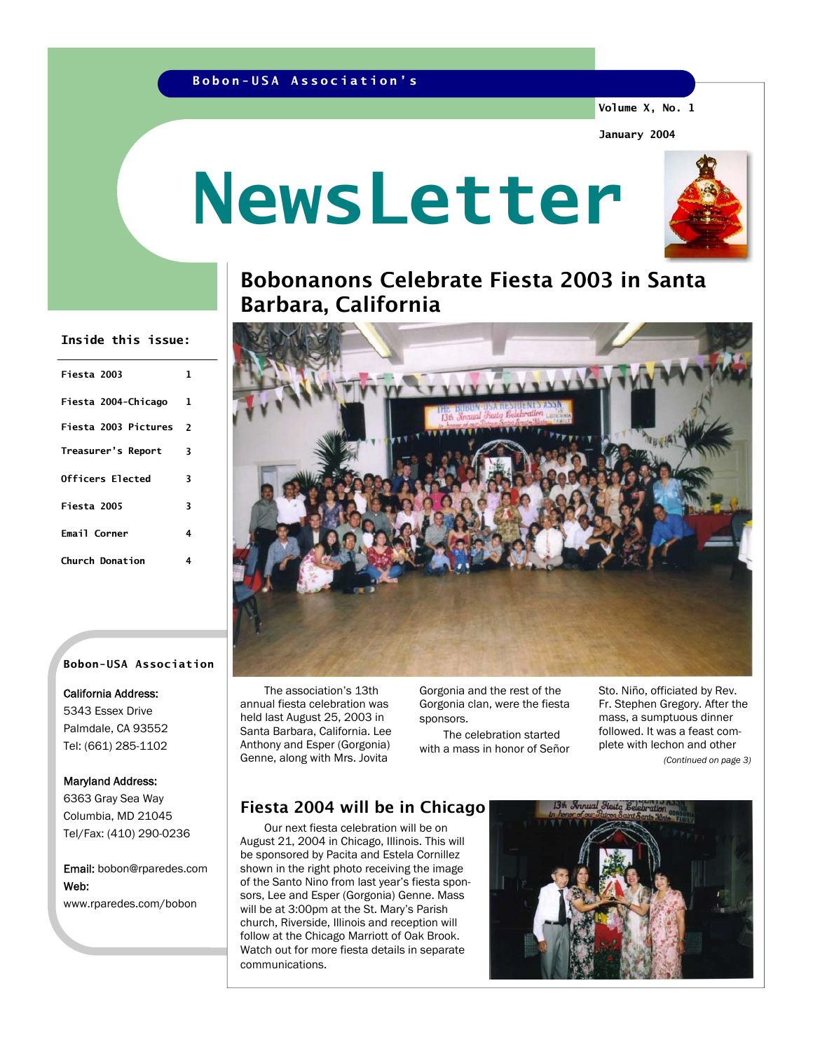Bobon-USA Association's

Volume X, No. 1

January 2004

# NewsLetter

## Bobonanons Celebrate Fiesta 2003 in Santa Barbara, California

The association's 13th annual fiesta celebration was held last August 25, 2003 in Santa Barbara, California. Lee Anthony and Esper (Gorgonia) Genne, along with Mrs. Jovita Gorgonia and the rest of the Gorgonia clan, were the fiesta sponsors.

The celebration started with a mass in honor of Señor Sto. Niño, officiated by Rev. Fr. Stephen Gregory. After the mass, a sumptuous dinner followed. It was a feast complete with lechon and other

*(Continued on page 3)*

## Fiesta 2004 will be in Chicago

Our next fiesta celebration will be on August 21, 2004 in Chicago, Illinois. This will be sponsored by Pacita and Estela Cornillez shown in the right photo receiving the image of the Santo Nino from last year's fiesta sponsors, Lee and Esper (Gorgonia) Genne. Mass will be at 3:00pm at the St. Mary's Parish church, Riverside, Illinois and reception will follow at the Chicago Marriott of Oak Brook. Watch out for more fiesta details in separate communications.

**Inside this issue:**

| | |
|---|---|
| Fiesta 2003 | 1 |
| Fiesta 2004-Chicago | 1 |
| Fiesta 2003 Pictures | 2 |
| Treasurer's Report | 3 |
| Officers Elected | 3 |
| Fiesta 2005 | 3 |
| Email Corner | 4 |
| Church Donation | 4 |

**Bobon-USA Association**

**California Address:**
5343 Essex Drive
Palmdale, CA 93552
Tel: (661) 285-1102

**Maryland Address:**
6363 Gray Sea Way
Columbia, MD 21045
Tel/Fax: (410) 290-0236

**Email:** bobon@rparedes.com
**Web:** www.rparedes.com/bobon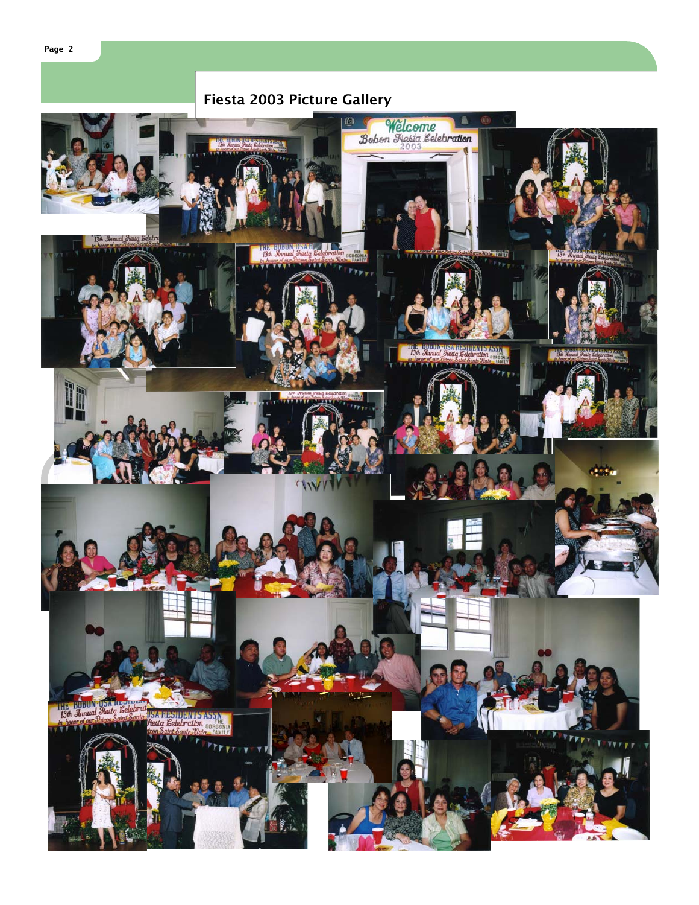## Fiesta 2003 Picture Gallery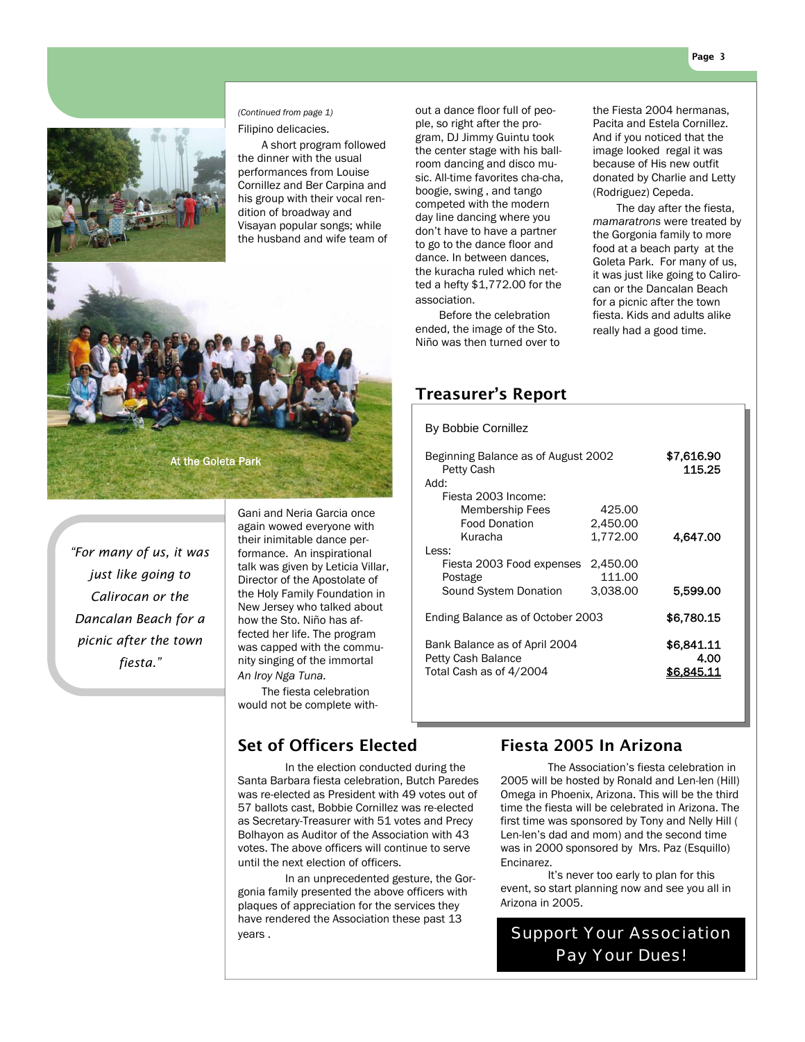*(Continued from page 1)*

Filipino delicacies.

A short program followed the dinner with the usual performances from Louise Cornillez and Ber Carpina and his group with their vocal rendition of broadway and Visayan popular songs; while the husband and wife team of Gani and Neria Garcia once again wowed everyone with their inimitable dance performance. An inspirational talk was given by Leticia Villar, Director of the Apostolate of the Holy Family Foundation in New Jersey who talked about how the Sto. Niño has affected her life. The program was capped with the community singing of the immortal *An Iroy Nga Tuna.*

The fiesta celebration would not be complete without a dance floor full of people, so right after the program, DJ Jimmy Guintu took the center stage with his ballroom dancing and disco music. All-time favorites cha-cha, boogie, swing , and tango competed with the modern day line dancing where you don't have to have a partner to go to the dance floor and dance. In between dances, the kuracha ruled which netted a hefty $1,772.00 for the association.

Before the celebration ended, the image of the Sto. Niño was then turned over to the Fiesta 2004 hermanas, Pacita and Estela Cornillez. And if you noticed that the image looked regal it was because of His new outfit donated by Charlie and Letty (Rodriguez) Cepeda.

The day after the fiesta, *mamaratrons* were treated by the Gorgonia family to more food at a beach party at the Goleta Park. For many of us, it was just like going to Calirocan or the Dancalan Beach for a picnic after the town fiesta. Kids and adults alike really had a good time.

At the Goleta Park

*"For many of us, it was just like going to Calirocan or the Dancalan Beach for a picnic after the town fiesta."*

## Treasurer's Report

By Bobbie Cornillez

| | | |
|---|---|---|
| Beginning Balance as of August 2002 | | $7,616.90 |
| Petty Cash | | 115.25 |
| Add: | | |
| Fiesta 2003 Income: | | |
| Membership Fees | 425.00 | |
| Food Donation | 2,450.00 | |
| Kuracha | 1,772.00 | 4,647.00 |
| Less: | | |
| Fiesta 2003 Food expenses | 2,450.00 | |
| Postage | 111.00 | |
| Sound System Donation | 3,038.00 | 5,599.00 |
| Ending Balance as of October 2003 | | $6,780.15 |
| Bank Balance as of April 2004 | | $6,841.11 |
| Petty Cash Balance | | 4.00 |
| Total Cash as of 4/2004 | | $6,845.11 |

## Set of Officers Elected

In the election conducted during the Santa Barbara fiesta celebration, Butch Paredes was re-elected as President with 49 votes out of 57 ballots cast, Bobbie Cornillez was re-elected as Secretary-Treasurer with 51 votes and Precy Bolhayon as Auditor of the Association with 43 votes. The above officers will continue to serve until the next election of officers.

In an unprecedented gesture, the Gorgonia family presented the above officers with plaques of appreciation for the services they have rendered the Association these past 13 years .

## Fiesta 2005 In Arizona

The Association's fiesta celebration in 2005 will be hosted by Ronald and Len-len (Hill) Omega in Phoenix, Arizona. This will be the third time the fiesta will be celebrated in Arizona. The first time was sponsored by Tony and Nelly Hill ( Len-len's dad and mom) and the second time was in 2000 sponsored by Mrs. Paz (Esquillo) Encinarez.

It's never too early to plan for this event, so start planning now and see you all in Arizona in 2005.

**Support Your Association Pay Your Dues!**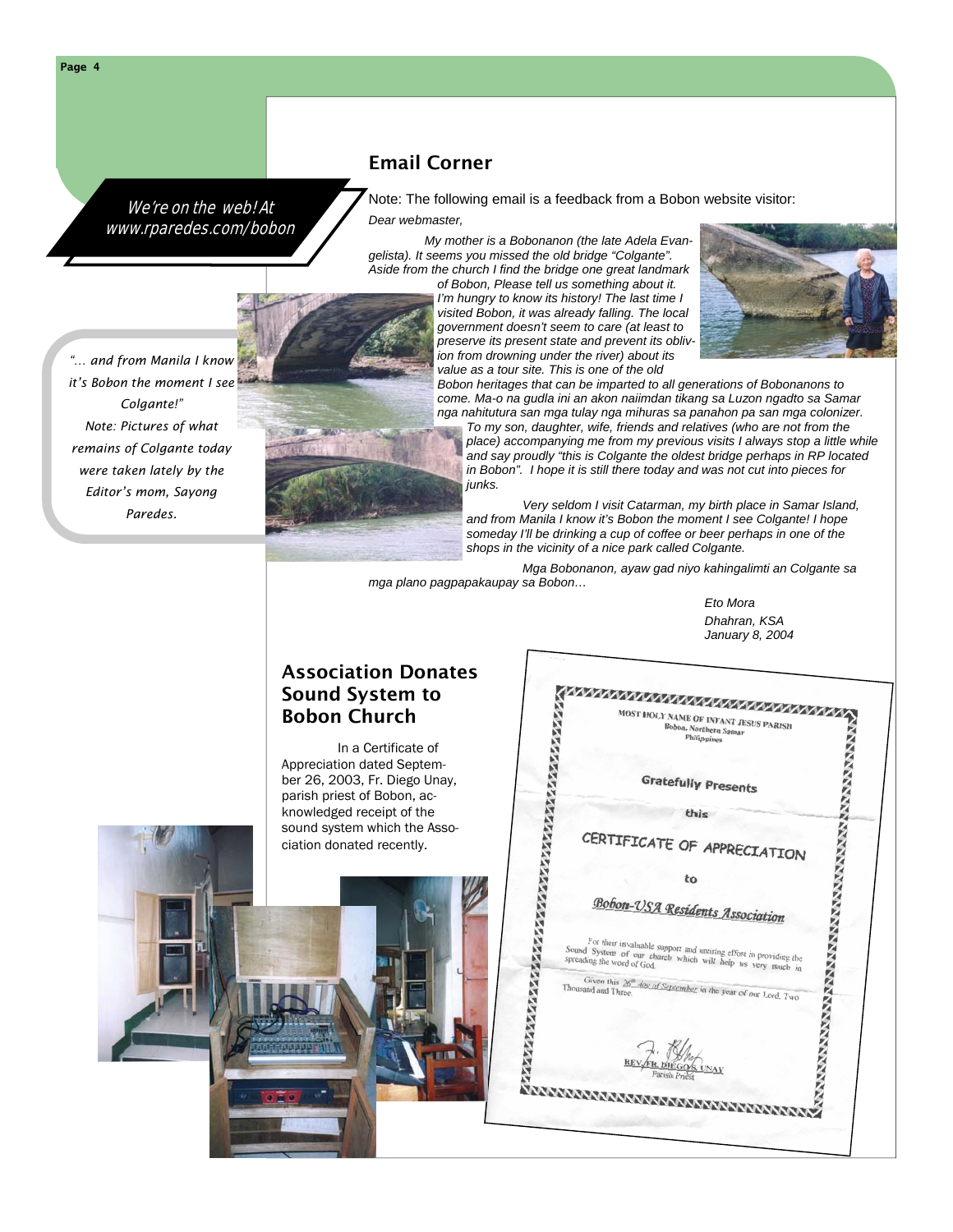We're on the web! At www.rparedes.com/bobon

## Email Corner

Note: The following email is a feedback from a Bobon website visitor:

*Dear webmaster,*

*My mother is a Bobonanon (the late Adela Evangelista). It seems you missed the old bridge "Colgante". Aside from the church I find the bridge one great landmark of Bobon, Please tell us something about it. I'm hungry to know its history! The last time I visited Bobon, it was already falling. The local government doesn't seem to care (at least to preserve its present state and prevent its oblivion from drowning under the river) about its value as a tour site. This is one of the old Bobon heritages that can be imparted to all generations of Bobonanons to come. Ma-o na gudla ini an akon naiimdan tikang sa Luzon ngadto sa Samar nga nahitutura san mga tulay nga mihuras sa panahon pa san mga colonizer. To my son, daughter, wife, friends and relatives (who are not from the place) accompanying me from my previous visits I always stop a little while and say proudly "this is Colgante the oldest bridge perhaps in RP located in Bobon". I hope it is still there today and was not cut into pieces for junks.*

*Very seldom I visit Catarman, my birth place in Samar Island, and from Manila I know it's Bobon the moment I see Colgante! I hope someday I'll be drinking a cup of coffee or beer perhaps in one of the shops in the vicinity of a nice park called Colgante.*

*Mga Bobonanon, ayaw gad niyo kahingalimti an Colgante sa mga plano pagpapakaupay sa Bobon…*

*Eto Mora*
*Dhahran, KSA*
*January 8, 2004*

*"… and from Manila I know it's Bobon the moment I see Colgante!"*

*Note: Pictures of what remains of Colgante today were taken lately by the Editor's mom, Sayong Paredes.*

## Association Donates Sound System to Bobon Church

In a Certificate of Appreciation dated September 26, 2003, Fr. Diego Unay, parish priest of Bobon, acknowledged receipt of the sound system which the Association donated recently.